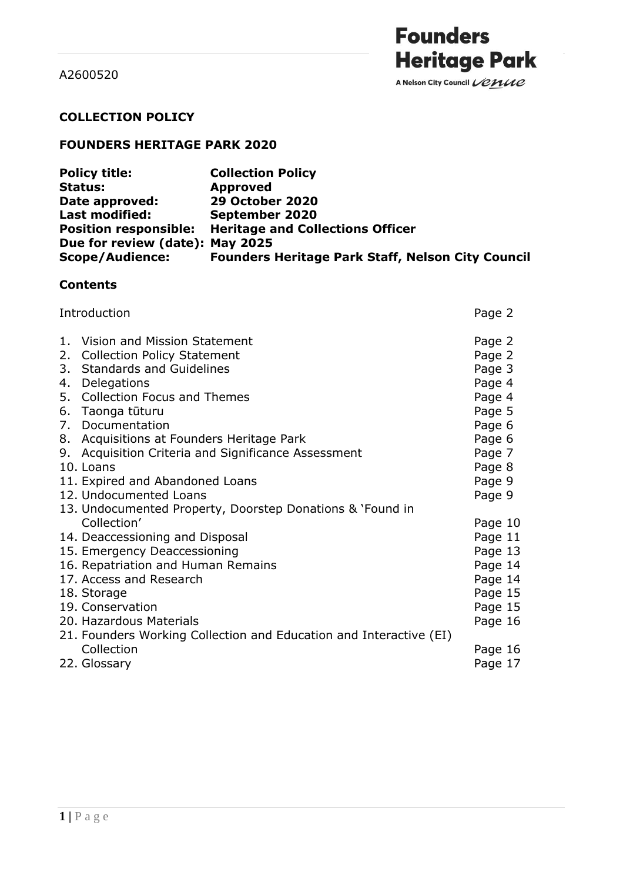A2600520

**Founders Heritage Park**

A Nelson City Council Venue

**COLLECTION POLICY**

**FOUNDERS HERITAGE PARK 2020**

| | |
|---|---|
| **Policy title:** | **Collection Policy** |
| **Status:** | **Approved** |
| **Date approved:** | **29 October 2020** |
| **Last modified:** | **September 2020** |
| **Position responsible:** | **Heritage and Collections Officer** |
| **Due for review (date):** | **May 2025** |
| **Scope/Audience:** | **Founders Heritage Park Staff, Nelson City Council** |

**Contents**

| | |
|---|---|
| Introduction | Page 2 |
| 1. Vision and Mission Statement | Page 2 |
| 2. Collection Policy Statement | Page 2 |
| 3. Standards and Guidelines | Page 3 |
| 4. Delegations | Page 4 |
| 5. Collection Focus and Themes | Page 4 |
| 6. Taonga tūturu | Page 5 |
| 7. Documentation | Page 6 |
| 8. Acquisitions at Founders Heritage Park | Page 6 |
| 9. Acquisition Criteria and Significance Assessment | Page 7 |
| 10. Loans | Page 8 |
| 11. Expired and Abandoned Loans | Page 9 |
| 12. Undocumented Loans | Page 9 |
| 13. Undocumented Property, Doorstep Donations & 'Found in Collection' | Page 10 |
| 14. Deaccessioning and Disposal | Page 11 |
| 15. Emergency Deaccessioning | Page 13 |
| 16. Repatriation and Human Remains | Page 14 |
| 17. Access and Research | Page 14 |
| 18. Storage | Page 15 |
| 19. Conservation | Page 15 |
| 20. Hazardous Materials | Page 16 |
| 21. Founders Working Collection and Education and Interactive (EI) Collection | Page 16 |
| 22. Glossary | Page 17 |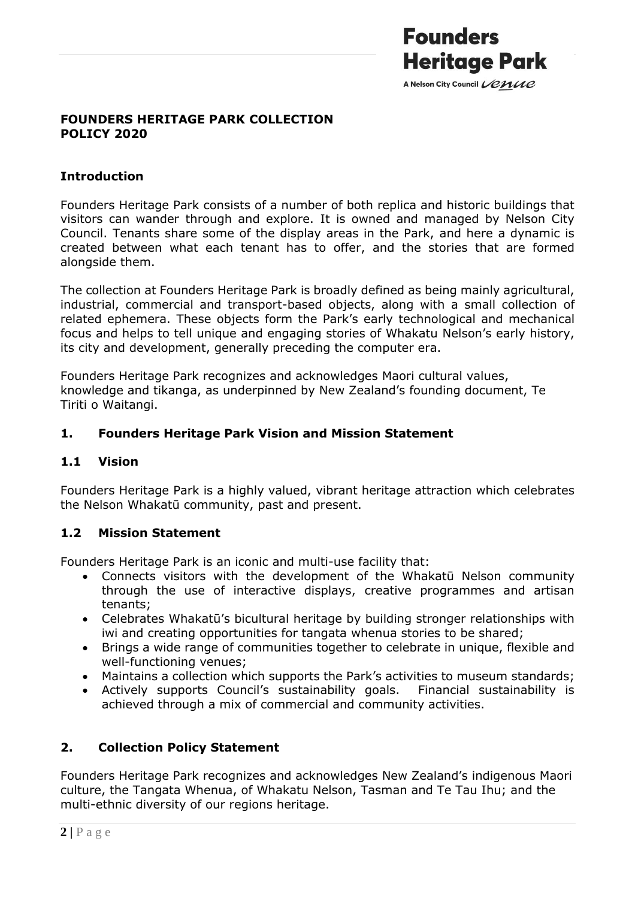## FOUNDERS HERITAGE PARK COLLECTION POLICY 2020

### Introduction

Founders Heritage Park consists of a number of both replica and historic buildings that visitors can wander through and explore. It is owned and managed by Nelson City Council. Tenants share some of the display areas in the Park, and here a dynamic is created between what each tenant has to offer, and the stories that are formed alongside them.

The collection at Founders Heritage Park is broadly defined as being mainly agricultural, industrial, commercial and transport-based objects, along with a small collection of related ephemera. These objects form the Park's early technological and mechanical focus and helps to tell unique and engaging stories of Whakatu Nelson's early history, its city and development, generally preceding the computer era.

Founders Heritage Park recognizes and acknowledges Maori cultural values, knowledge and tikanga, as underpinned by New Zealand's founding document, Te Tiriti o Waitangi.

### 1. Founders Heritage Park Vision and Mission Statement

### 1.1 Vision

Founders Heritage Park is a highly valued, vibrant heritage attraction which celebrates the Nelson Whakatū community, past and present.

### 1.2 Mission Statement

Founders Heritage Park is an iconic and multi-use facility that:

- Connects visitors with the development of the Whakatū Nelson community through the use of interactive displays, creative programmes and artisan tenants;
- Celebrates Whakatū's bicultural heritage by building stronger relationships with iwi and creating opportunities for tangata whenua stories to be shared;
- Brings a wide range of communities together to celebrate in unique, flexible and well-functioning venues;
- Maintains a collection which supports the Park's activities to museum standards;
- Actively supports Council's sustainability goals. Financial sustainability is achieved through a mix of commercial and community activities.

### 2. Collection Policy Statement

Founders Heritage Park recognizes and acknowledges New Zealand's indigenous Maori culture, the Tangata Whenua, of Whakatu Nelson, Tasman and Te Tau Ihu; and the multi-ethnic diversity of our regions heritage.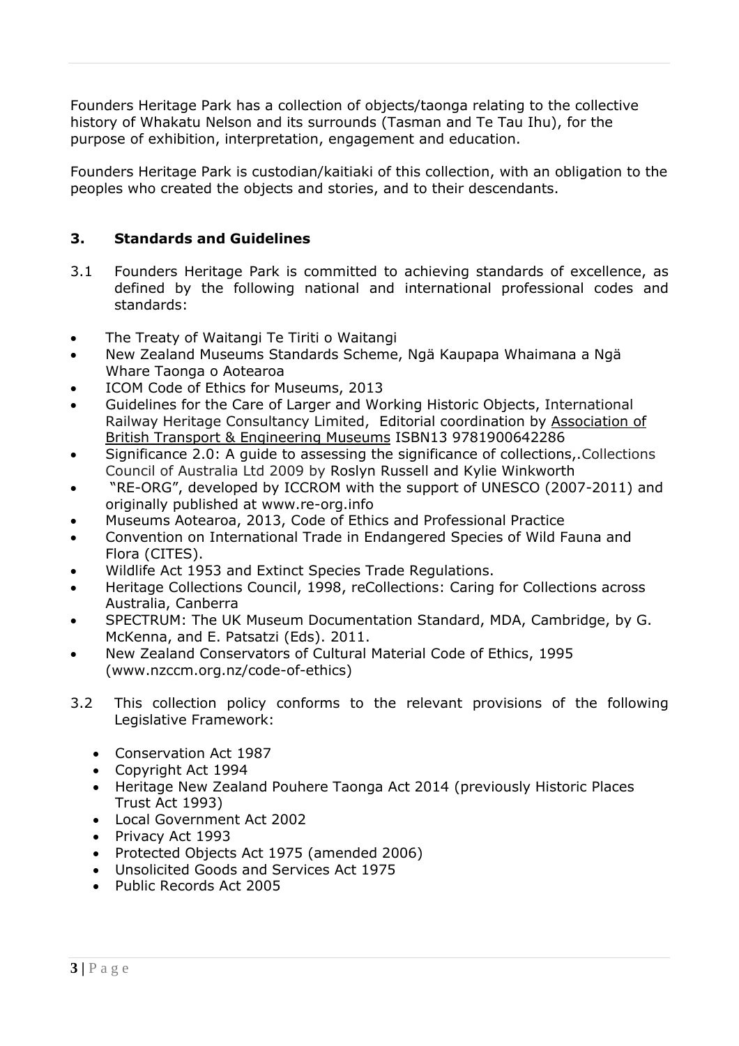Founders Heritage Park has a collection of objects/taonga relating to the collective history of Whakatu Nelson and its surrounds (Tasman and Te Tau Ihu), for the purpose of exhibition, interpretation, engagement and education.

Founders Heritage Park is custodian/kaitiaki of this collection, with an obligation to the peoples who created the objects and stories, and to their descendants.

## 3. Standards and Guidelines

3.1 Founders Heritage Park is committed to achieving standards of excellence, as defined by the following national and international professional codes and standards:

- The Treaty of Waitangi Te Tiriti o Waitangi
- New Zealand Museums Standards Scheme, Ngä Kaupapa Whaimana a Ngä Whare Taonga o Aotearoa
- ICOM Code of Ethics for Museums, 2013
- Guidelines for the Care of Larger and Working Historic Objects, International Railway Heritage Consultancy Limited, Editorial coordination by Association of British Transport & Engineering Museums ISBN13 9781900642286
- Significance 2.0: A guide to assessing the significance of collections,.Collections Council of Australia Ltd 2009 by Roslyn Russell and Kylie Winkworth
- "RE-ORG", developed by ICCROM with the support of UNESCO (2007-2011) and originally published at www.re-org.info
- Museums Aotearoa, 2013, Code of Ethics and Professional Practice
- Convention on International Trade in Endangered Species of Wild Fauna and Flora (CITES).
- Wildlife Act 1953 and Extinct Species Trade Regulations.
- Heritage Collections Council, 1998, reCollections: Caring for Collections across Australia, Canberra
- SPECTRUM: The UK Museum Documentation Standard, MDA, Cambridge, by G. McKenna, and E. Patsatzi (Eds). 2011.
- New Zealand Conservators of Cultural Material Code of Ethics, 1995 (www.nzccm.org.nz/code-of-ethics)

3.2 This collection policy conforms to the relevant provisions of the following Legislative Framework:

- Conservation Act 1987
- Copyright Act 1994
- Heritage New Zealand Pouhere Taonga Act 2014 (previously Historic Places Trust Act 1993)
- Local Government Act 2002
- Privacy Act 1993
- Protected Objects Act 1975 (amended 2006)
- Unsolicited Goods and Services Act 1975
- Public Records Act 2005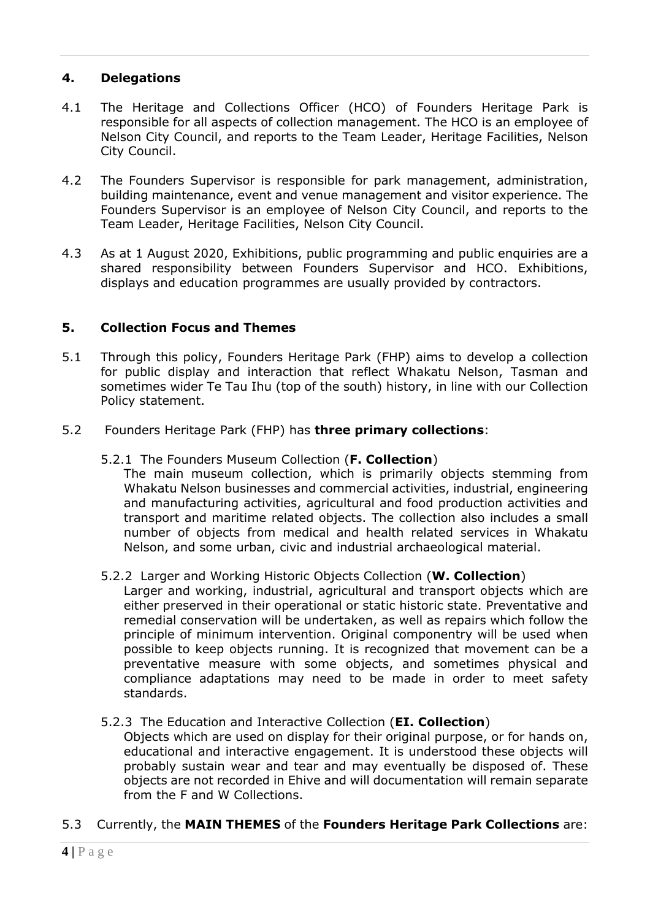## 4. Delegations

4.1 The Heritage and Collections Officer (HCO) of Founders Heritage Park is responsible for all aspects of collection management. The HCO is an employee of Nelson City Council, and reports to the Team Leader, Heritage Facilities, Nelson City Council.

4.2 The Founders Supervisor is responsible for park management, administration, building maintenance, event and venue management and visitor experience. The Founders Supervisor is an employee of Nelson City Council, and reports to the Team Leader, Heritage Facilities, Nelson City Council.

4.3 As at 1 August 2020, Exhibitions, public programming and public enquiries are a shared responsibility between Founders Supervisor and HCO. Exhibitions, displays and education programmes are usually provided by contractors.

## 5. Collection Focus and Themes

5.1 Through this policy, Founders Heritage Park (FHP) aims to develop a collection for public display and interaction that reflect Whakatu Nelson, Tasman and sometimes wider Te Tau Ihu (top of the south) history, in line with our Collection Policy statement.

5.2 Founders Heritage Park (FHP) has **three primary collections**:

5.2.1 The Founders Museum Collection (**F. Collection**)
The main museum collection, which is primarily objects stemming from Whakatu Nelson businesses and commercial activities, industrial, engineering and manufacturing activities, agricultural and food production activities and transport and maritime related objects. The collection also includes a small number of objects from medical and health related services in Whakatu Nelson, and some urban, civic and industrial archaeological material.

5.2.2 Larger and Working Historic Objects Collection (**W. Collection**)
Larger and working, industrial, agricultural and transport objects which are either preserved in their operational or static historic state. Preventative and remedial conservation will be undertaken, as well as repairs which follow the principle of minimum intervention. Original componentry will be used when possible to keep objects running. It is recognized that movement can be a preventative measure with some objects, and sometimes physical and compliance adaptations may need to be made in order to meet safety standards.

5.2.3 The Education and Interactive Collection (**EI. Collection**)
Objects which are used on display for their original purpose, or for hands on, educational and interactive engagement. It is understood these objects will probably sustain wear and tear and may eventually be disposed of. These objects are not recorded in Ehive and will documentation will remain separate from the F and W Collections.

5.3 Currently, the **MAIN THEMES** of the **Founders Heritage Park Collections** are: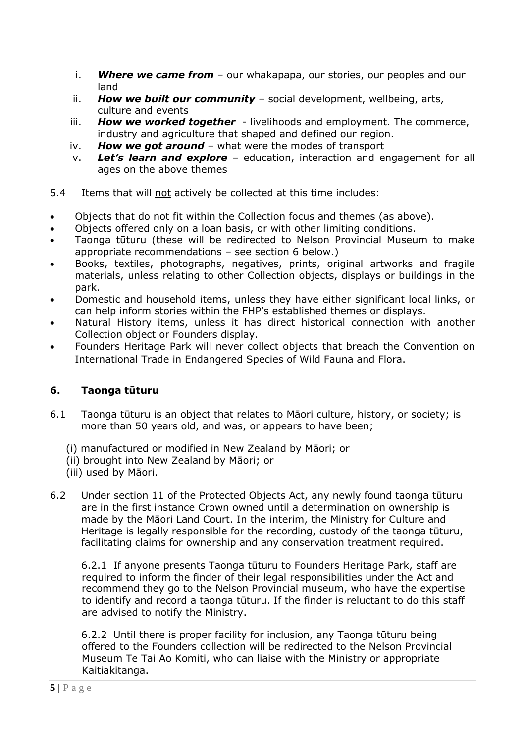i. ***Where we came from*** – our whakapapa, our stories, our peoples and our land
ii. ***How we built our community*** – social development, wellbeing, arts, culture and events
iii. ***How we worked together*** - livelihoods and employment. The commerce, industry and agriculture that shaped and defined our region.
iv. ***How we got around*** – what were the modes of transport
v. ***Let's learn and explore*** – education, interaction and engagement for all ages on the above themes

5.4 Items that will <u>not</u> actively be collected at this time includes:

- Objects that do not fit within the Collection focus and themes (as above).
- Objects offered only on a loan basis, or with other limiting conditions.
- Taonga tūturu (these will be redirected to Nelson Provincial Museum to make appropriate recommendations – see section 6 below.)
- Books, textiles, photographs, negatives, prints, original artworks and fragile materials, unless relating to other Collection objects, displays or buildings in the park.
- Domestic and household items, unless they have either significant local links, or can help inform stories within the FHP's established themes or displays.
- Natural History items, unless it has direct historical connection with another Collection object or Founders display.
- Founders Heritage Park will never collect objects that breach the Convention on International Trade in Endangered Species of Wild Fauna and Flora.

## 6. Taonga tūturu

6.1 Taonga tūturu is an object that relates to Māori culture, history, or society; is more than 50 years old, and was, or appears to have been;

(i) manufactured or modified in New Zealand by Māori; or
(ii) brought into New Zealand by Māori; or
(iii) used by Māori.

6.2 Under section 11 of the Protected Objects Act, any newly found taonga tūturu are in the first instance Crown owned until a determination on ownership is made by the Māori Land Court. In the interim, the Ministry for Culture and Heritage is legally responsible for the recording, custody of the taonga tūturu, facilitating claims for ownership and any conservation treatment required.

6.2.1 If anyone presents Taonga tūturu to Founders Heritage Park, staff are required to inform the finder of their legal responsibilities under the Act and recommend they go to the Nelson Provincial museum, who have the expertise to identify and record a taonga tūturu. If the finder is reluctant to do this staff are advised to notify the Ministry.

6.2.2 Until there is proper facility for inclusion, any Taonga tūturu being offered to the Founders collection will be redirected to the Nelson Provincial Museum Te Tai Ao Komiti, who can liaise with the Ministry or appropriate Kaitiakitanga.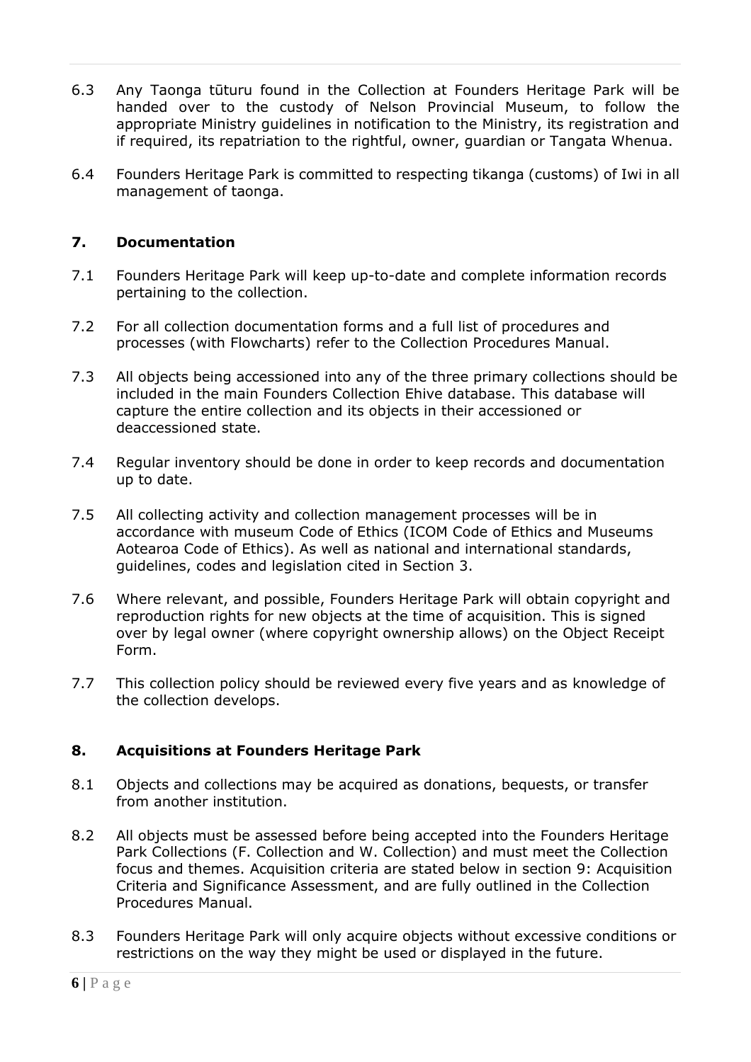6.3 Any Taonga tūturu found in the Collection at Founders Heritage Park will be handed over to the custody of Nelson Provincial Museum, to follow the appropriate Ministry guidelines in notification to the Ministry, its registration and if required, its repatriation to the rightful, owner, guardian or Tangata Whenua.

6.4 Founders Heritage Park is committed to respecting tikanga (customs) of Iwi in all management of taonga.

## 7. Documentation

7.1 Founders Heritage Park will keep up-to-date and complete information records pertaining to the collection.

7.2 For all collection documentation forms and a full list of procedures and processes (with Flowcharts) refer to the Collection Procedures Manual.

7.3 All objects being accessioned into any of the three primary collections should be included in the main Founders Collection Ehive database. This database will capture the entire collection and its objects in their accessioned or deaccessioned state.

7.4 Regular inventory should be done in order to keep records and documentation up to date.

7.5 All collecting activity and collection management processes will be in accordance with museum Code of Ethics (ICOM Code of Ethics and Museums Aotearoa Code of Ethics). As well as national and international standards, guidelines, codes and legislation cited in Section 3.

7.6 Where relevant, and possible, Founders Heritage Park will obtain copyright and reproduction rights for new objects at the time of acquisition. This is signed over by legal owner (where copyright ownership allows) on the Object Receipt Form.

7.7 This collection policy should be reviewed every five years and as knowledge of the collection develops.

## 8. Acquisitions at Founders Heritage Park

8.1 Objects and collections may be acquired as donations, bequests, or transfer from another institution.

8.2 All objects must be assessed before being accepted into the Founders Heritage Park Collections (F. Collection and W. Collection) and must meet the Collection focus and themes. Acquisition criteria are stated below in section 9: Acquisition Criteria and Significance Assessment, and are fully outlined in the Collection Procedures Manual.

8.3 Founders Heritage Park will only acquire objects without excessive conditions or restrictions on the way they might be used or displayed in the future.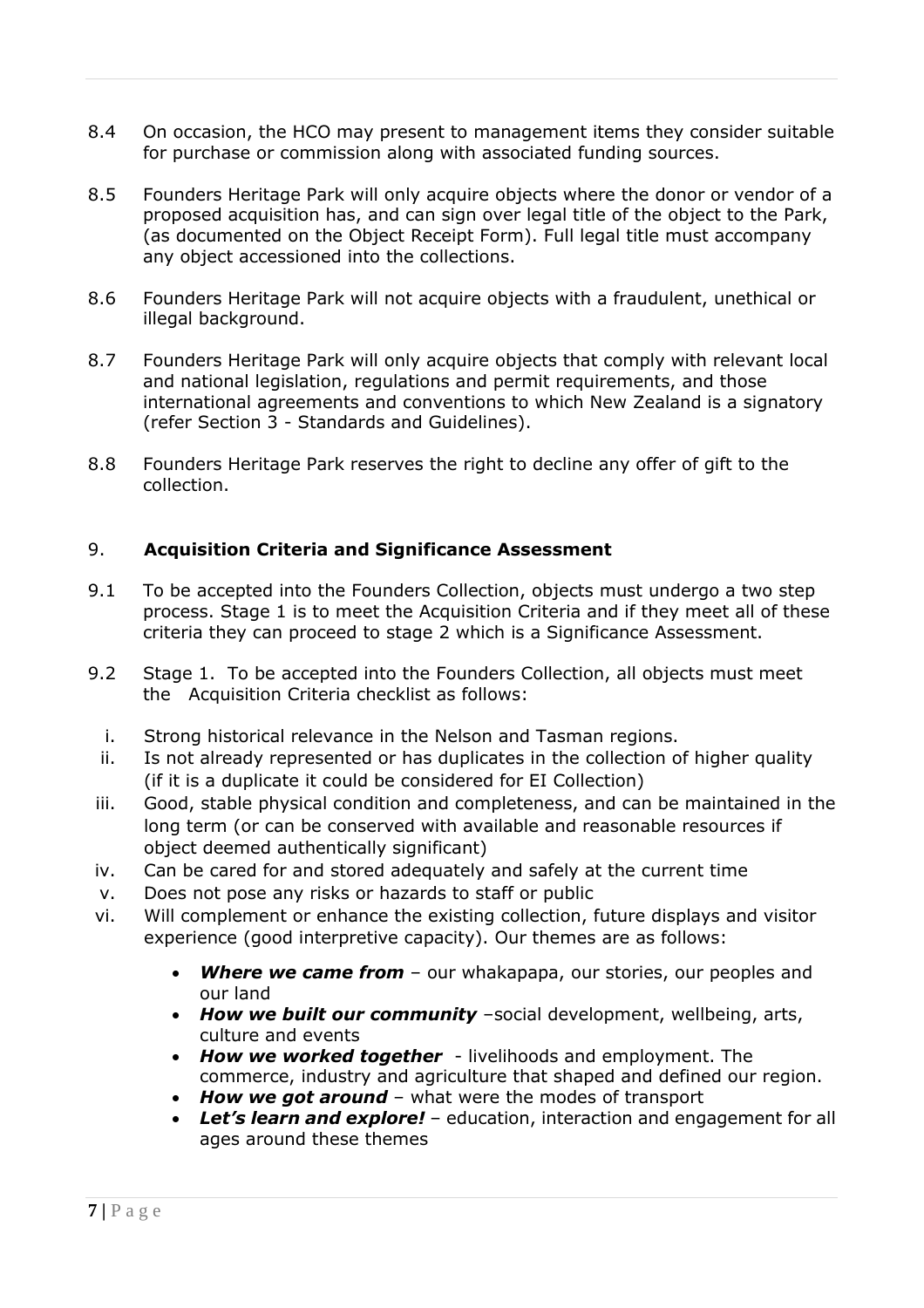8.4 On occasion, the HCO may present to management items they consider suitable for purchase or commission along with associated funding sources.

8.5 Founders Heritage Park will only acquire objects where the donor or vendor of a proposed acquisition has, and can sign over legal title of the object to the Park, (as documented on the Object Receipt Form). Full legal title must accompany any object accessioned into the collections.

8.6 Founders Heritage Park will not acquire objects with a fraudulent, unethical or illegal background.

8.7 Founders Heritage Park will only acquire objects that comply with relevant local and national legislation, regulations and permit requirements, and those international agreements and conventions to which New Zealand is a signatory (refer Section 3 - Standards and Guidelines).

8.8 Founders Heritage Park reserves the right to decline any offer of gift to the collection.

## 9. **Acquisition Criteria and Significance Assessment**

9.1 To be accepted into the Founders Collection, objects must undergo a two step process. Stage 1 is to meet the Acquisition Criteria and if they meet all of these criteria they can proceed to stage 2 which is a Significance Assessment.

9.2 Stage 1. To be accepted into the Founders Collection, all objects must meet the Acquisition Criteria checklist as follows:

i. Strong historical relevance in the Nelson and Tasman regions.
ii. Is not already represented or has duplicates in the collection of higher quality (if it is a duplicate it could be considered for EI Collection)
iii. Good, stable physical condition and completeness, and can be maintained in the long term (or can be conserved with available and reasonable resources if object deemed authentically significant)
iv. Can be cared for and stored adequately and safely at the current time
v. Does not pose any risks or hazards to staff or public
vi. Will complement or enhance the existing collection, future displays and visitor experience (good interpretive capacity). Our themes are as follows:
   - ***Where we came from*** – our whakapapa, our stories, our peoples and our land
   - ***How we built our community*** –social development, wellbeing, arts, culture and events
   - ***How we worked together*** - livelihoods and employment. The commerce, industry and agriculture that shaped and defined our region.
   - ***How we got around*** – what were the modes of transport
   - ***Let's learn and explore!*** – education, interaction and engagement for all ages around these themes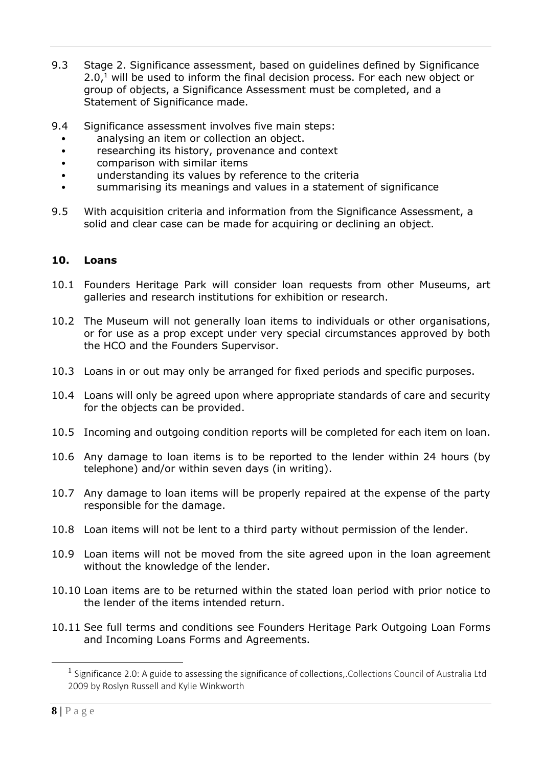9.3 Stage 2. Significance assessment, based on guidelines defined by Significance 2.0,[1] will be used to inform the final decision process. For each new object or group of objects, a Significance Assessment must be completed, and a Statement of Significance made.

9.4 Significance assessment involves five main steps:

- analysing an item or collection an object.
- researching its history, provenance and context
- comparison with similar items
- understanding its values by reference to the criteria
- summarising its meanings and values in a statement of significance

9.5 With acquisition criteria and information from the Significance Assessment, a solid and clear case can be made for acquiring or declining an object.

## 10. Loans

10.1 Founders Heritage Park will consider loan requests from other Museums, art galleries and research institutions for exhibition or research.

10.2 The Museum will not generally loan items to individuals or other organisations, or for use as a prop except under very special circumstances approved by both the HCO and the Founders Supervisor.

10.3 Loans in or out may only be arranged for fixed periods and specific purposes.

10.4 Loans will only be agreed upon where appropriate standards of care and security for the objects can be provided.

10.5 Incoming and outgoing condition reports will be completed for each item on loan.

10.6 Any damage to loan items is to be reported to the lender within 24 hours (by telephone) and/or within seven days (in writing).

10.7 Any damage to loan items will be properly repaired at the expense of the party responsible for the damage.

10.8 Loan items will not be lent to a third party without permission of the lender.

10.9 Loan items will not be moved from the site agreed upon in the loan agreement without the knowledge of the lender.

10.10 Loan items are to be returned within the stated loan period with prior notice to the lender of the items intended return.

10.11 See full terms and conditions see Founders Heritage Park Outgoing Loan Forms and Incoming Loans Forms and Agreements.

---

[1] Significance 2.0: A guide to assessing the significance of collections,.Collections Council of Australia Ltd 2009 by Roslyn Russell and Kylie Winkworth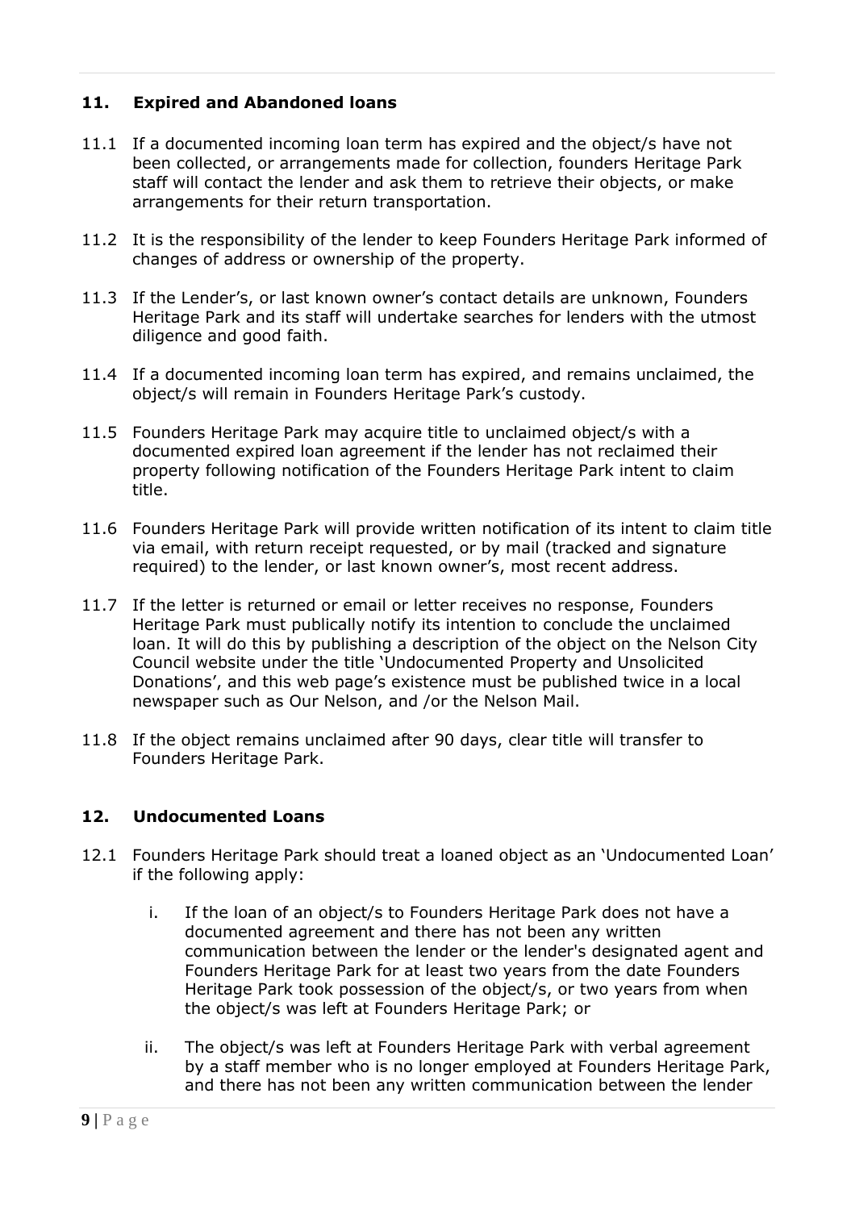## 11. Expired and Abandoned loans

11.1 If a documented incoming loan term has expired and the object/s have not been collected, or arrangements made for collection, founders Heritage Park staff will contact the lender and ask them to retrieve their objects, or make arrangements for their return transportation.

11.2 It is the responsibility of the lender to keep Founders Heritage Park informed of changes of address or ownership of the property.

11.3 If the Lender's, or last known owner's contact details are unknown, Founders Heritage Park and its staff will undertake searches for lenders with the utmost diligence and good faith.

11.4 If a documented incoming loan term has expired, and remains unclaimed, the object/s will remain in Founders Heritage Park's custody.

11.5 Founders Heritage Park may acquire title to unclaimed object/s with a documented expired loan agreement if the lender has not reclaimed their property following notification of the Founders Heritage Park intent to claim title.

11.6 Founders Heritage Park will provide written notification of its intent to claim title via email, with return receipt requested, or by mail (tracked and signature required) to the lender, or last known owner's, most recent address.

11.7 If the letter is returned or email or letter receives no response, Founders Heritage Park must publically notify its intention to conclude the unclaimed loan. It will do this by publishing a description of the object on the Nelson City Council website under the title 'Undocumented Property and Unsolicited Donations', and this web page's existence must be published twice in a local newspaper such as Our Nelson, and /or the Nelson Mail.

11.8 If the object remains unclaimed after 90 days, clear title will transfer to Founders Heritage Park.

## 12. Undocumented Loans

12.1 Founders Heritage Park should treat a loaned object as an 'Undocumented Loan' if the following apply:

i. If the loan of an object/s to Founders Heritage Park does not have a documented agreement and there has not been any written communication between the lender or the lender's designated agent and Founders Heritage Park for at least two years from the date Founders Heritage Park took possession of the object/s, or two years from when the object/s was left at Founders Heritage Park; or

ii. The object/s was left at Founders Heritage Park with verbal agreement by a staff member who is no longer employed at Founders Heritage Park, and there has not been any written communication between the lender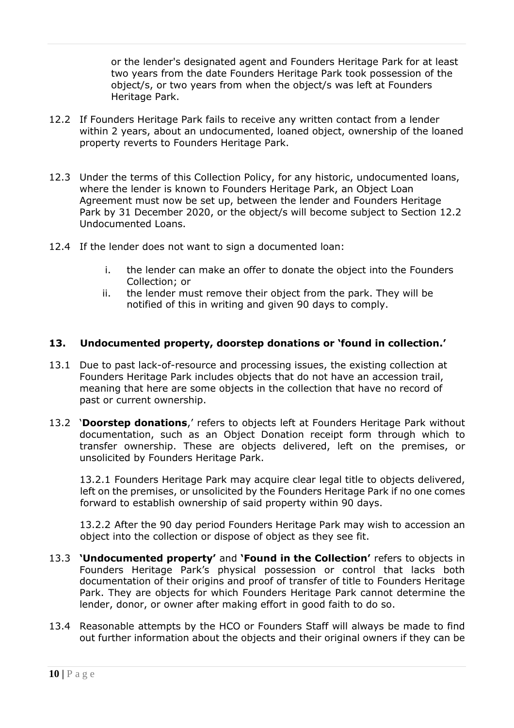or the lender's designated agent and Founders Heritage Park for at least two years from the date Founders Heritage Park took possession of the object/s, or two years from when the object/s was left at Founders Heritage Park.

12.2 If Founders Heritage Park fails to receive any written contact from a lender within 2 years, about an undocumented, loaned object, ownership of the loaned property reverts to Founders Heritage Park.

12.3 Under the terms of this Collection Policy, for any historic, undocumented loans, where the lender is known to Founders Heritage Park, an Object Loan Agreement must now be set up, between the lender and Founders Heritage Park by 31 December 2020, or the object/s will become subject to Section 12.2 Undocumented Loans.

12.4 If the lender does not want to sign a documented loan:

   i. the lender can make an offer to donate the object into the Founders Collection; or
   ii. the lender must remove their object from the park. They will be notified of this in writing and given 90 days to comply.

## 13. Undocumented property, doorstep donations or 'found in collection.'

13.1 Due to past lack-of-resource and processing issues, the existing collection at Founders Heritage Park includes objects that do not have an accession trail, meaning that here are some objects in the collection that have no record of past or current ownership.

13.2 '**Doorstep donations**,' refers to objects left at Founders Heritage Park without documentation, such as an Object Donation receipt form through which to transfer ownership. These are objects delivered, left on the premises, or unsolicited by Founders Heritage Park.

13.2.1 Founders Heritage Park may acquire clear legal title to objects delivered, left on the premises, or unsolicited by the Founders Heritage Park if no one comes forward to establish ownership of said property within 90 days.

13.2.2 After the 90 day period Founders Heritage Park may wish to accession an object into the collection or dispose of object as they see fit.

13.3 **'Undocumented property'** and **'Found in the Collection'** refers to objects in Founders Heritage Park's physical possession or control that lacks both documentation of their origins and proof of transfer of title to Founders Heritage Park. They are objects for which Founders Heritage Park cannot determine the lender, donor, or owner after making effort in good faith to do so.

13.4 Reasonable attempts by the HCO or Founders Staff will always be made to find out further information about the objects and their original owners if they can be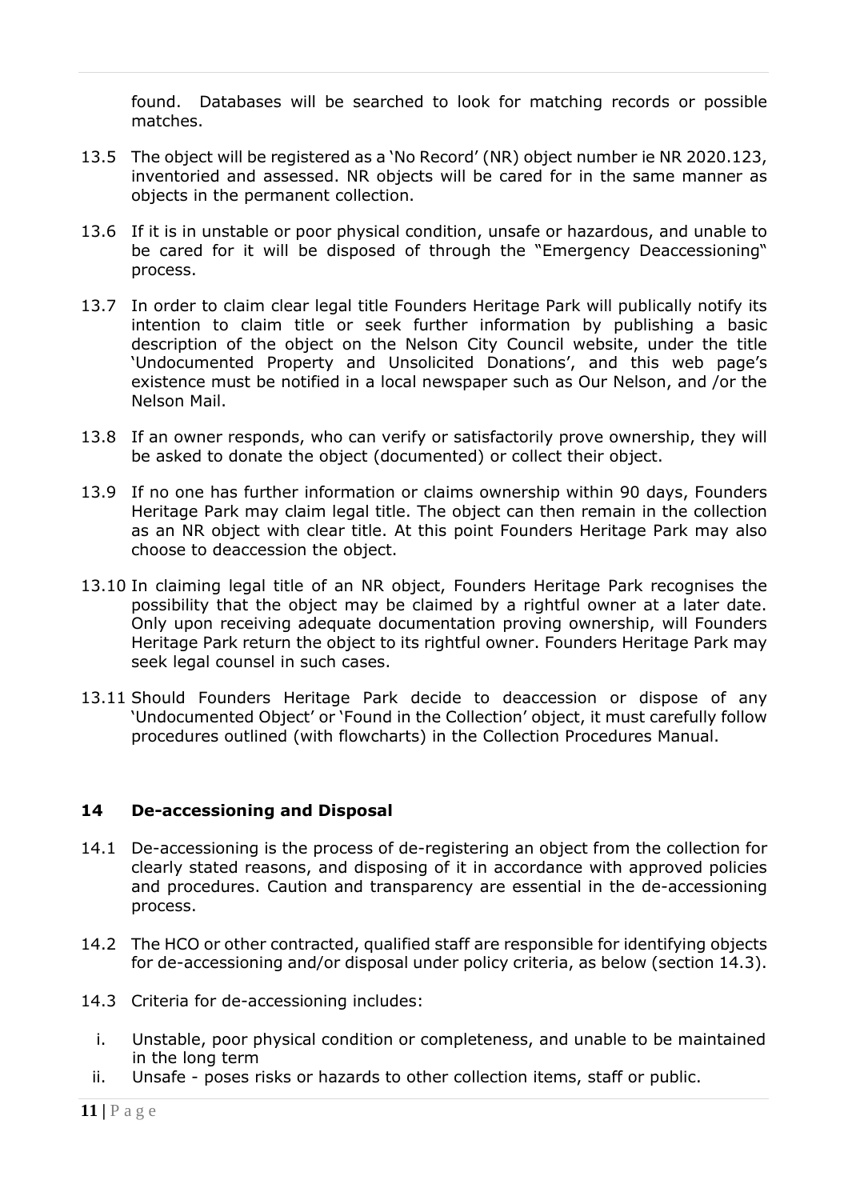found. Databases will be searched to look for matching records or possible matches.

13.5 The object will be registered as a 'No Record' (NR) object number ie NR 2020.123, inventoried and assessed. NR objects will be cared for in the same manner as objects in the permanent collection.

13.6 If it is in unstable or poor physical condition, unsafe or hazardous, and unable to be cared for it will be disposed of through the "Emergency Deaccessioning" process.

13.7 In order to claim clear legal title Founders Heritage Park will publically notify its intention to claim title or seek further information by publishing a basic description of the object on the Nelson City Council website, under the title 'Undocumented Property and Unsolicited Donations', and this web page's existence must be notified in a local newspaper such as Our Nelson, and /or the Nelson Mail.

13.8 If an owner responds, who can verify or satisfactorily prove ownership, they will be asked to donate the object (documented) or collect their object.

13.9 If no one has further information or claims ownership within 90 days, Founders Heritage Park may claim legal title. The object can then remain in the collection as an NR object with clear title. At this point Founders Heritage Park may also choose to deaccession the object.

13.10 In claiming legal title of an NR object, Founders Heritage Park recognises the possibility that the object may be claimed by a rightful owner at a later date. Only upon receiving adequate documentation proving ownership, will Founders Heritage Park return the object to its rightful owner. Founders Heritage Park may seek legal counsel in such cases.

13.11 Should Founders Heritage Park decide to deaccession or dispose of any 'Undocumented Object' or 'Found in the Collection' object, it must carefully follow procedures outlined (with flowcharts) in the Collection Procedures Manual.

## 14 De-accessioning and Disposal

14.1 De-accessioning is the process of de-registering an object from the collection for clearly stated reasons, and disposing of it in accordance with approved policies and procedures. Caution and transparency are essential in the de-accessioning process.

14.2 The HCO or other contracted, qualified staff are responsible for identifying objects for de-accessioning and/or disposal under policy criteria, as below (section 14.3).

14.3 Criteria for de-accessioning includes:

i. Unstable, poor physical condition or completeness, and unable to be maintained in the long term
ii. Unsafe - poses risks or hazards to other collection items, staff or public.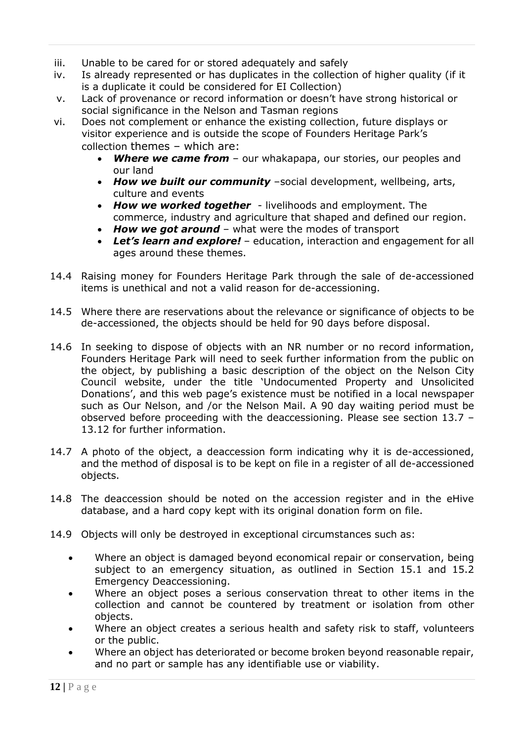iii. Unable to be cared for or stored adequately and safely
iv. Is already represented or has duplicates in the collection of higher quality (if it is a duplicate it could be considered for EI Collection)
v. Lack of provenance or record information or doesn't have strong historical or social significance in the Nelson and Tasman regions
vi. Does not complement or enhance the existing collection, future displays or visitor experience and is outside the scope of Founders Heritage Park's collection themes – which are:
    - ***Where we came from*** – our whakapapa, our stories, our peoples and our land
    - ***How we built our community*** –social development, wellbeing, arts, culture and events
    - ***How we worked together*** - livelihoods and employment. The commerce, industry and agriculture that shaped and defined our region.
    - ***How we got around*** – what were the modes of transport
    - ***Let's learn and explore!*** – education, interaction and engagement for all ages around these themes.

14.4 Raising money for Founders Heritage Park through the sale of de-accessioned items is unethical and not a valid reason for de-accessioning.

14.5 Where there are reservations about the relevance or significance of objects to be de-accessioned, the objects should be held for 90 days before disposal.

14.6 In seeking to dispose of objects with an NR number or no record information, Founders Heritage Park will need to seek further information from the public on the object, by publishing a basic description of the object on the Nelson City Council website, under the title 'Undocumented Property and Unsolicited Donations', and this web page's existence must be notified in a local newspaper such as Our Nelson, and /or the Nelson Mail. A 90 day waiting period must be observed before proceeding with the deaccessioning. Please see section 13.7 – 13.12 for further information.

14.7 A photo of the object, a deaccession form indicating why it is de-accessioned, and the method of disposal is to be kept on file in a register of all de-accessioned objects.

14.8 The deaccession should be noted on the accession register and in the eHive database, and a hard copy kept with its original donation form on file.

14.9 Objects will only be destroyed in exceptional circumstances such as:

- Where an object is damaged beyond economical repair or conservation, being subject to an emergency situation, as outlined in Section 15.1 and 15.2 Emergency Deaccessioning.
- Where an object poses a serious conservation threat to other items in the collection and cannot be countered by treatment or isolation from other objects.
- Where an object creates a serious health and safety risk to staff, volunteers or the public.
- Where an object has deteriorated or become broken beyond reasonable repair, and no part or sample has any identifiable use or viability.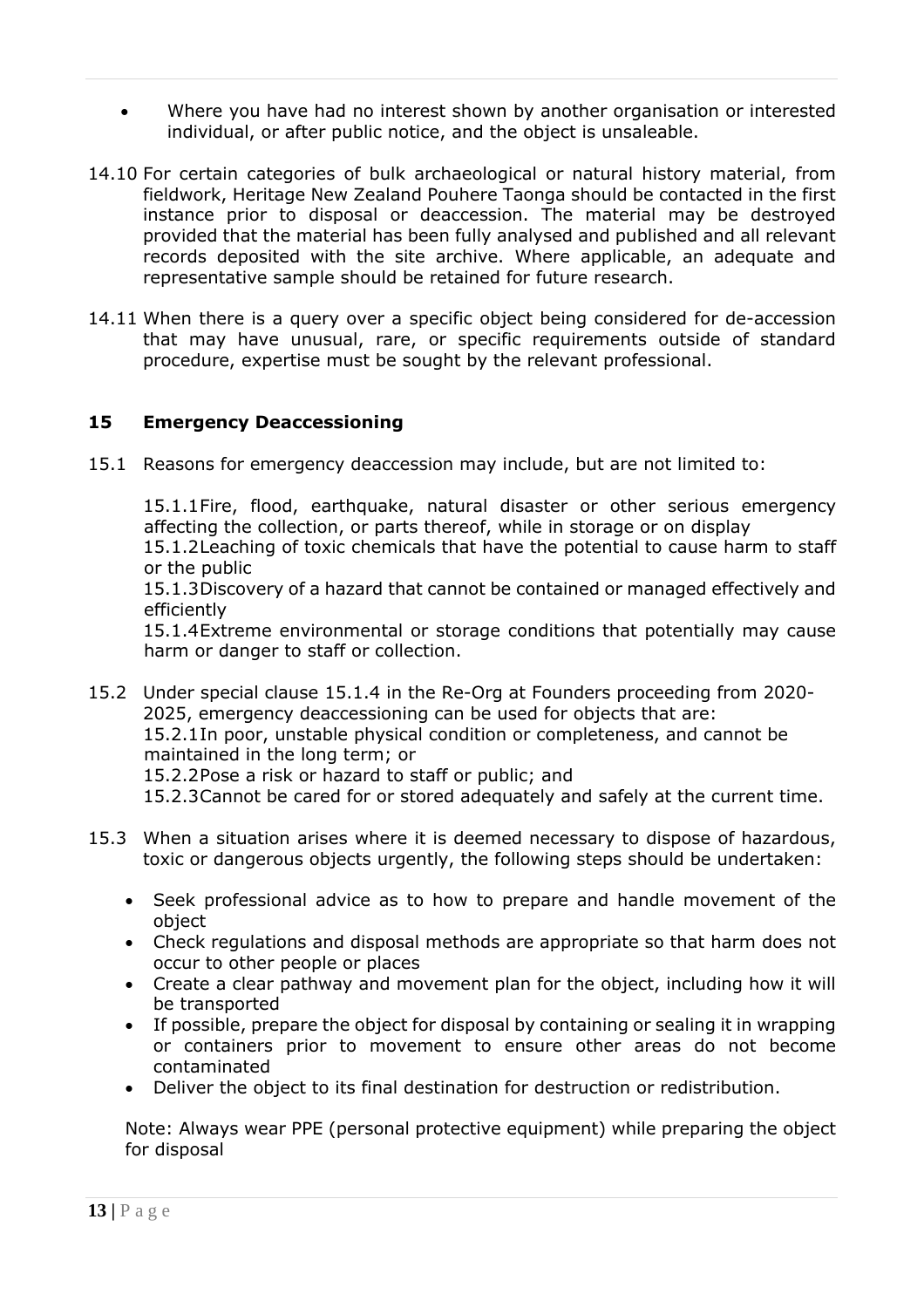- Where you have had no interest shown by another organisation or interested individual, or after public notice, and the object is unsaleable.

14.10 For certain categories of bulk archaeological or natural history material, from fieldwork, Heritage New Zealand Pouhere Taonga should be contacted in the first instance prior to disposal or deaccession. The material may be destroyed provided that the material has been fully analysed and published and all relevant records deposited with the site archive. Where applicable, an adequate and representative sample should be retained for future research.

14.11 When there is a query over a specific object being considered for de-accession that may have unusual, rare, or specific requirements outside of standard procedure, expertise must be sought by the relevant professional.

## 15 Emergency Deaccessioning

15.1 Reasons for emergency deaccession may include, but are not limited to:

15.1.1 Fire, flood, earthquake, natural disaster or other serious emergency affecting the collection, or parts thereof, while in storage or on display
15.1.2 Leaching of toxic chemicals that have the potential to cause harm to staff or the public
15.1.3 Discovery of a hazard that cannot be contained or managed effectively and efficiently
15.1.4 Extreme environmental or storage conditions that potentially may cause harm or danger to staff or collection.

15.2 Under special clause 15.1.4 in the Re-Org at Founders proceeding from 2020-2025, emergency deaccessioning can be used for objects that are:
15.2.1 In poor, unstable physical condition or completeness, and cannot be maintained in the long term; or
15.2.2 Pose a risk or hazard to staff or public; and
15.2.3 Cannot be cared for or stored adequately and safely at the current time.

15.3 When a situation arises where it is deemed necessary to dispose of hazardous, toxic or dangerous objects urgently, the following steps should be undertaken:

- Seek professional advice as to how to prepare and handle movement of the object
- Check regulations and disposal methods are appropriate so that harm does not occur to other people or places
- Create a clear pathway and movement plan for the object, including how it will be transported
- If possible, prepare the object for disposal by containing or sealing it in wrapping or containers prior to movement to ensure other areas do not become contaminated
- Deliver the object to its final destination for destruction or redistribution.

Note: Always wear PPE (personal protective equipment) while preparing the object for disposal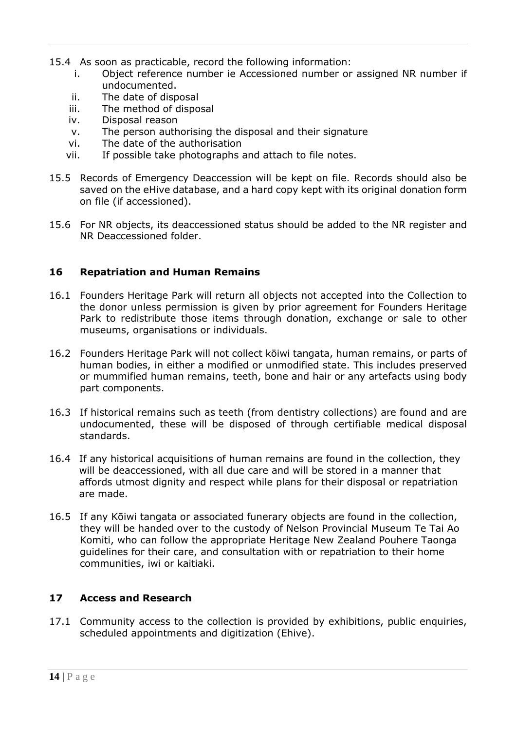15.4 As soon as practicable, record the following information:

   i. Object reference number ie Accessioned number or assigned NR number if undocumented.
   ii. The date of disposal
   iii. The method of disposal
   iv. Disposal reason
   v. The person authorising the disposal and their signature
   vi. The date of the authorisation
   vii. If possible take photographs and attach to file notes.

15.5 Records of Emergency Deaccession will be kept on file. Records should also be saved on the eHive database, and a hard copy kept with its original donation form on file (if accessioned).

15.6 For NR objects, its deaccessioned status should be added to the NR register and NR Deaccessioned folder.

## 16 Repatriation and Human Remains

16.1 Founders Heritage Park will return all objects not accepted into the Collection to the donor unless permission is given by prior agreement for Founders Heritage Park to redistribute those items through donation, exchange or sale to other museums, organisations or individuals.

16.2 Founders Heritage Park will not collect kōiwi tangata, human remains, or parts of human bodies, in either a modified or unmodified state. This includes preserved or mummified human remains, teeth, bone and hair or any artefacts using body part components.

16.3 If historical remains such as teeth (from dentistry collections) are found and are undocumented, these will be disposed of through certifiable medical disposal standards.

16.4 If any historical acquisitions of human remains are found in the collection, they will be deaccessioned, with all due care and will be stored in a manner that affords utmost dignity and respect while plans for their disposal or repatriation are made.

16.5 If any Kōiwi tangata or associated funerary objects are found in the collection, they will be handed over to the custody of Nelson Provincial Museum Te Tai Ao Komiti, who can follow the appropriate Heritage New Zealand Pouhere Taonga guidelines for their care, and consultation with or repatriation to their home communities, iwi or kaitiaki.

## 17 Access and Research

17.1 Community access to the collection is provided by exhibitions, public enquiries, scheduled appointments and digitization (Ehive).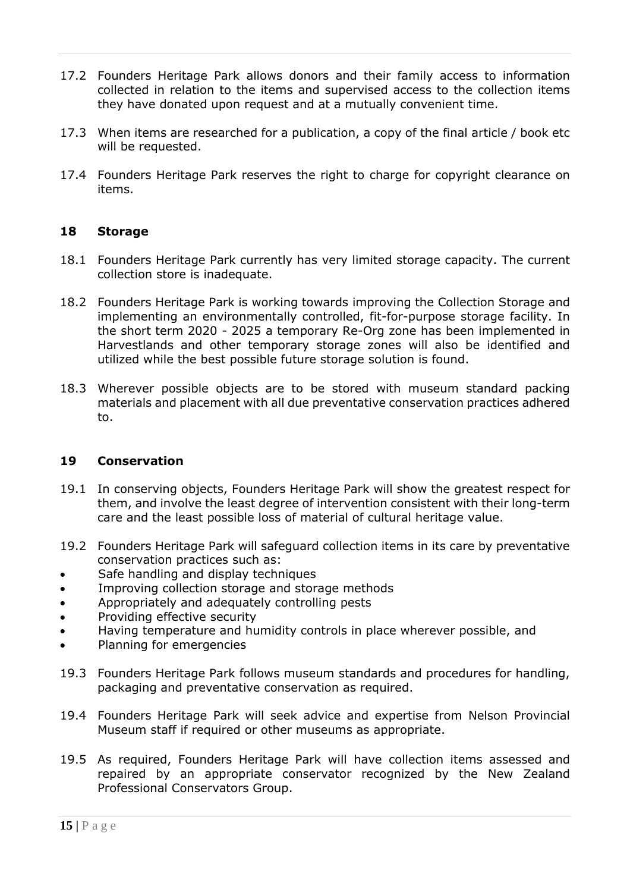17.2 Founders Heritage Park allows donors and their family access to information collected in relation to the items and supervised access to the collection items they have donated upon request and at a mutually convenient time.

17.3 When items are researched for a publication, a copy of the final article / book etc will be requested.

17.4 Founders Heritage Park reserves the right to charge for copyright clearance on items.

## 18 Storage

18.1 Founders Heritage Park currently has very limited storage capacity. The current collection store is inadequate.

18.2 Founders Heritage Park is working towards improving the Collection Storage and implementing an environmentally controlled, fit-for-purpose storage facility. In the short term 2020 - 2025 a temporary Re-Org zone has been implemented in Harvestlands and other temporary storage zones will also be identified and utilized while the best possible future storage solution is found.

18.3 Wherever possible objects are to be stored with museum standard packing materials and placement with all due preventative conservation practices adhered to.

## 19 Conservation

19.1 In conserving objects, Founders Heritage Park will show the greatest respect for them, and involve the least degree of intervention consistent with their long-term care and the least possible loss of material of cultural heritage value.

19.2 Founders Heritage Park will safeguard collection items in its care by preventative conservation practices such as:

- Safe handling and display techniques
- Improving collection storage and storage methods
- Appropriately and adequately controlling pests
- Providing effective security
- Having temperature and humidity controls in place wherever possible, and
- Planning for emergencies

19.3 Founders Heritage Park follows museum standards and procedures for handling, packaging and preventative conservation as required.

19.4 Founders Heritage Park will seek advice and expertise from Nelson Provincial Museum staff if required or other museums as appropriate.

19.5 As required, Founders Heritage Park will have collection items assessed and repaired by an appropriate conservator recognized by the New Zealand Professional Conservators Group.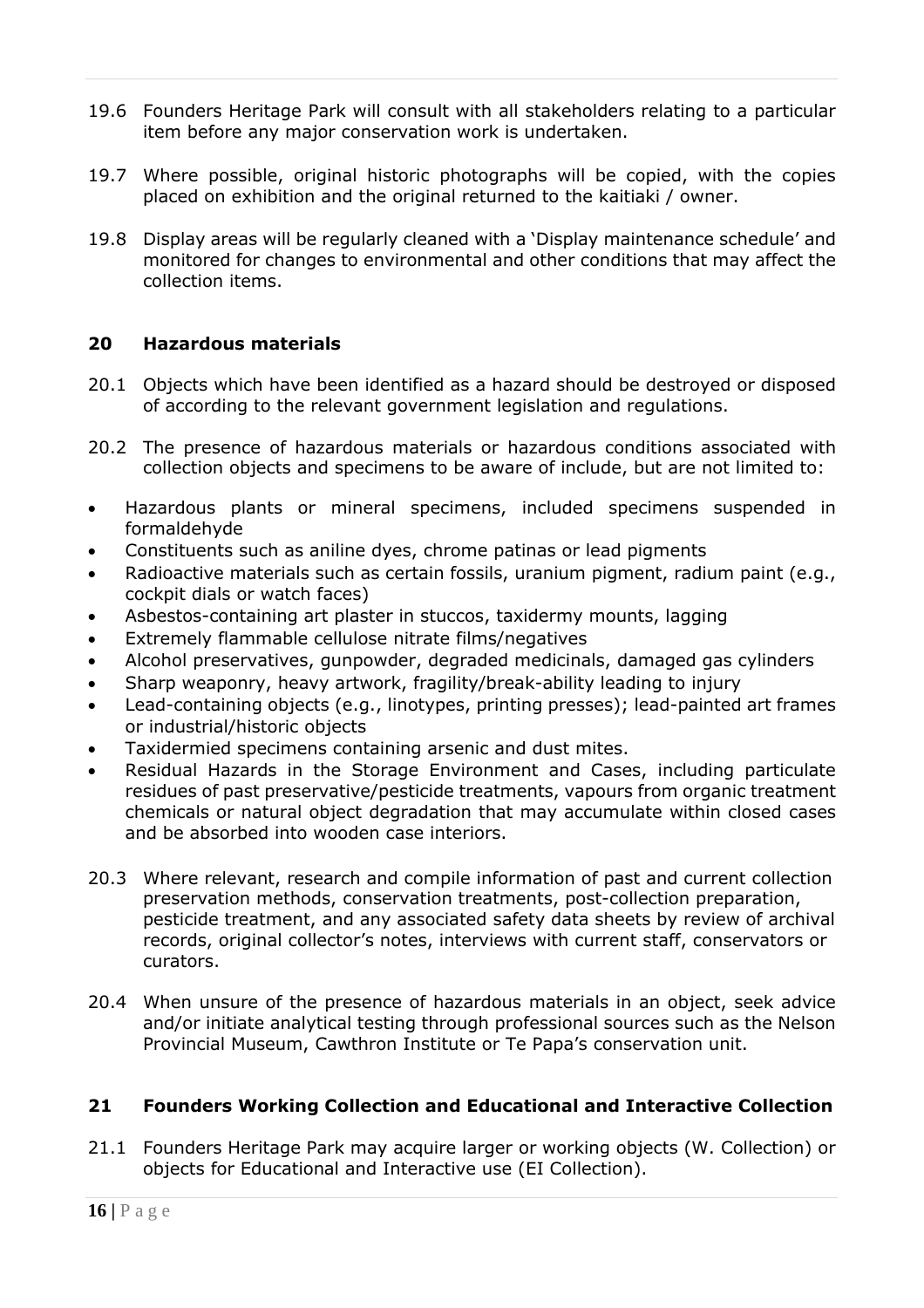19.6 Founders Heritage Park will consult with all stakeholders relating to a particular item before any major conservation work is undertaken.

19.7 Where possible, original historic photographs will be copied, with the copies placed on exhibition and the original returned to the kaitiaki / owner.

19.8 Display areas will be regularly cleaned with a 'Display maintenance schedule' and monitored for changes to environmental and other conditions that may affect the collection items.

## 20 Hazardous materials

20.1 Objects which have been identified as a hazard should be destroyed or disposed of according to the relevant government legislation and regulations.

20.2 The presence of hazardous materials or hazardous conditions associated with collection objects and specimens to be aware of include, but are not limited to:

- Hazardous plants or mineral specimens, included specimens suspended in formaldehyde
- Constituents such as aniline dyes, chrome patinas or lead pigments
- Radioactive materials such as certain fossils, uranium pigment, radium paint (e.g., cockpit dials or watch faces)
- Asbestos-containing art plaster in stuccos, taxidermy mounts, lagging
- Extremely flammable cellulose nitrate films/negatives
- Alcohol preservatives, gunpowder, degraded medicinals, damaged gas cylinders
- Sharp weaponry, heavy artwork, fragility/break-ability leading to injury
- Lead-containing objects (e.g., linotypes, printing presses); lead-painted art frames or industrial/historic objects
- Taxidermied specimens containing arsenic and dust mites.
- Residual Hazards in the Storage Environment and Cases, including particulate residues of past preservative/pesticide treatments, vapours from organic treatment chemicals or natural object degradation that may accumulate within closed cases and be absorbed into wooden case interiors.

20.3 Where relevant, research and compile information of past and current collection preservation methods, conservation treatments, post-collection preparation, pesticide treatment, and any associated safety data sheets by review of archival records, original collector's notes, interviews with current staff, conservators or curators.

20.4 When unsure of the presence of hazardous materials in an object, seek advice and/or initiate analytical testing through professional sources such as the Nelson Provincial Museum, Cawthron Institute or Te Papa's conservation unit.

## 21 Founders Working Collection and Educational and Interactive Collection

21.1 Founders Heritage Park may acquire larger or working objects (W. Collection) or objects for Educational and Interactive use (EI Collection).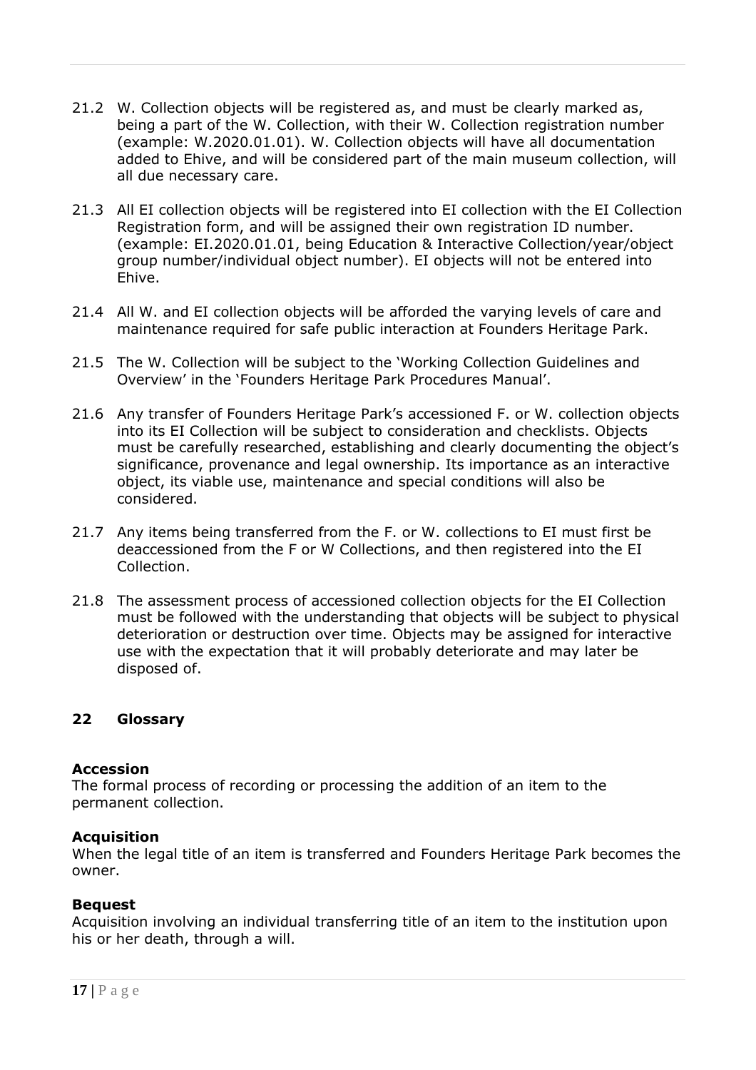21.2 W. Collection objects will be registered as, and must be clearly marked as, being a part of the W. Collection, with their W. Collection registration number (example: W.2020.01.01). W. Collection objects will have all documentation added to Ehive, and will be considered part of the main museum collection, will all due necessary care.

21.3 All EI collection objects will be registered into EI collection with the EI Collection Registration form, and will be assigned their own registration ID number. (example: EI.2020.01.01, being Education & Interactive Collection/year/object group number/individual object number). EI objects will not be entered into Ehive.

21.4 All W. and EI collection objects will be afforded the varying levels of care and maintenance required for safe public interaction at Founders Heritage Park.

21.5 The W. Collection will be subject to the 'Working Collection Guidelines and Overview' in the 'Founders Heritage Park Procedures Manual'.

21.6 Any transfer of Founders Heritage Park's accessioned F. or W. collection objects into its EI Collection will be subject to consideration and checklists. Objects must be carefully researched, establishing and clearly documenting the object's significance, provenance and legal ownership. Its importance as an interactive object, its viable use, maintenance and special conditions will also be considered.

21.7 Any items being transferred from the F. or W. collections to EI must first be deaccessioned from the F or W Collections, and then registered into the EI Collection.

21.8 The assessment process of accessioned collection objects for the EI Collection must be followed with the understanding that objects will be subject to physical deterioration or destruction over time. Objects may be assigned for interactive use with the expectation that it will probably deteriorate and may later be disposed of.

## 22 Glossary

**Accession**
The formal process of recording or processing the addition of an item to the permanent collection.

**Acquisition**
When the legal title of an item is transferred and Founders Heritage Park becomes the owner.

**Bequest**
Acquisition involving an individual transferring title of an item to the institution upon his or her death, through a will.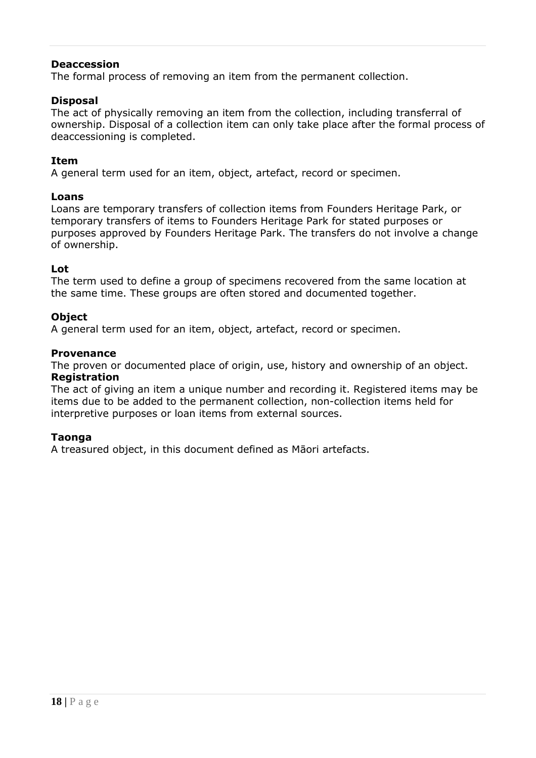**Deaccession**
The formal process of removing an item from the permanent collection.

**Disposal**
The act of physically removing an item from the collection, including transferral of ownership. Disposal of a collection item can only take place after the formal process of deaccessioning is completed.

**Item**
A general term used for an item, object, artefact, record or specimen.

**Loans**
Loans are temporary transfers of collection items from Founders Heritage Park, or temporary transfers of items to Founders Heritage Park for stated purposes or purposes approved by Founders Heritage Park. The transfers do not involve a change of ownership.

**Lot**
The term used to define a group of specimens recovered from the same location at the same time. These groups are often stored and documented together.

**Object**
A general term used for an item, object, artefact, record or specimen.

**Provenance**
The proven or documented place of origin, use, history and ownership of an object.

**Registration**
The act of giving an item a unique number and recording it. Registered items may be items due to be added to the permanent collection, non-collection items held for interpretive purposes or loan items from external sources.

**Taonga**
A treasured object, in this document defined as Māori artefacts.